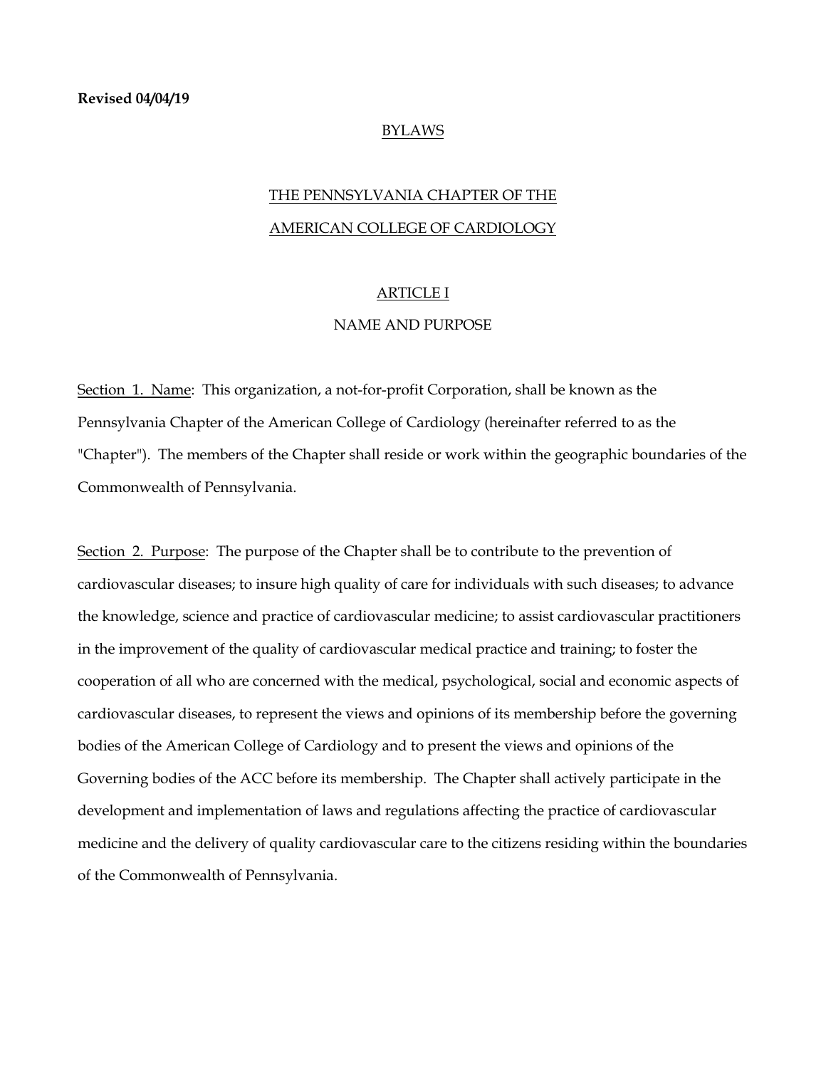**Revised 04/04/19**

# BYLAWS

# THE PENNSYLVANIA CHAPTER OF THE AMERICAN COLLEGE OF CARDIOLOGY

## ARTICLE I

## NAME AND PURPOSE

Section 1. Name: This organization, a not-for-profit Corporation, shall be known as the Pennsylvania Chapter of the American College of Cardiology (hereinafter referred to as the "Chapter"). The members of the Chapter shall reside or work within the geographic boundaries of the Commonwealth of Pennsylvania.

Section 2. Purpose: The purpose of the Chapter shall be to contribute to the prevention of cardiovascular diseases; to insure high quality of care for individuals with such diseases; to advance the knowledge, science and practice of cardiovascular medicine; to assist cardiovascular practitioners in the improvement of the quality of cardiovascular medical practice and training; to foster the cooperation of all who are concerned with the medical, psychological, social and economic aspects of cardiovascular diseases, to represent the views and opinions of its membership before the governing bodies of the American College of Cardiology and to present the views and opinions of the Governing bodies of the ACC before its membership. The Chapter shall actively participate in the development and implementation of laws and regulations affecting the practice of cardiovascular medicine and the delivery of quality cardiovascular care to the citizens residing within the boundaries of the Commonwealth of Pennsylvania.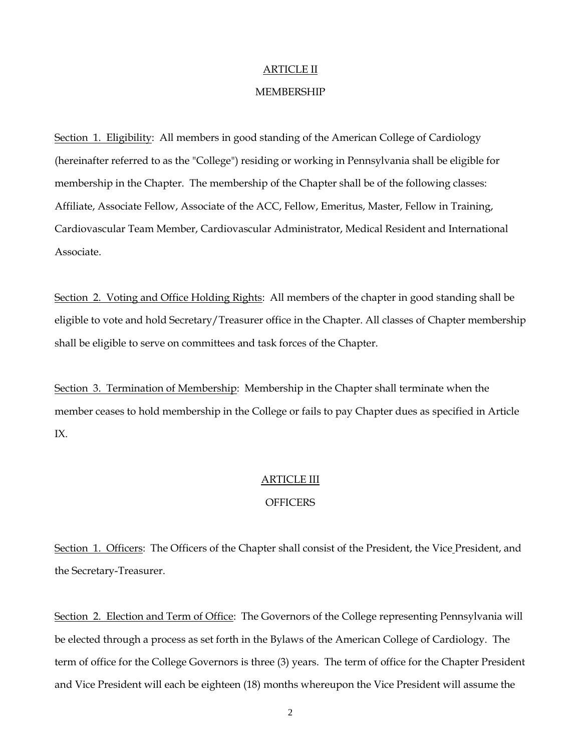## ARTICLE II

## MEMBERSHIP

Section 1. Eligibility: All members in good standing of the American College of Cardiology (hereinafter referred to as the "College") residing or working in Pennsylvania shall be eligible for membership in the Chapter. The membership of the Chapter shall be of the following classes: Affiliate, Associate Fellow, Associate of the ACC, Fellow, Emeritus, Master, Fellow in Training, Cardiovascular Team Member, Cardiovascular Administrator, Medical Resident and International Associate.

Section 2. Voting and Office Holding Rights: All members of the chapter in good standing shall be eligible to vote and hold Secretary/Treasurer office in the Chapter. All classes of Chapter membership shall be eligible to serve on committees and task forces of the Chapter.

Section 3. Termination of Membership: Membership in the Chapter shall terminate when the member ceases to hold membership in the College or fails to pay Chapter dues as specified in Article IX.

## ARTICLE III

## OFFICERS

Section 1. Officers: The Officers of the Chapter shall consist of the President, the Vice President, and the Secretary-Treasurer.

Section 2. Election and Term of Office: The Governors of the College representing Pennsylvania will be elected through a process as set forth in the Bylaws of the American College of Cardiology. The term of office for the College Governors is three (3) years. The term of office for the Chapter President and Vice President will each be eighteen (18) months whereupon the Vice President will assume the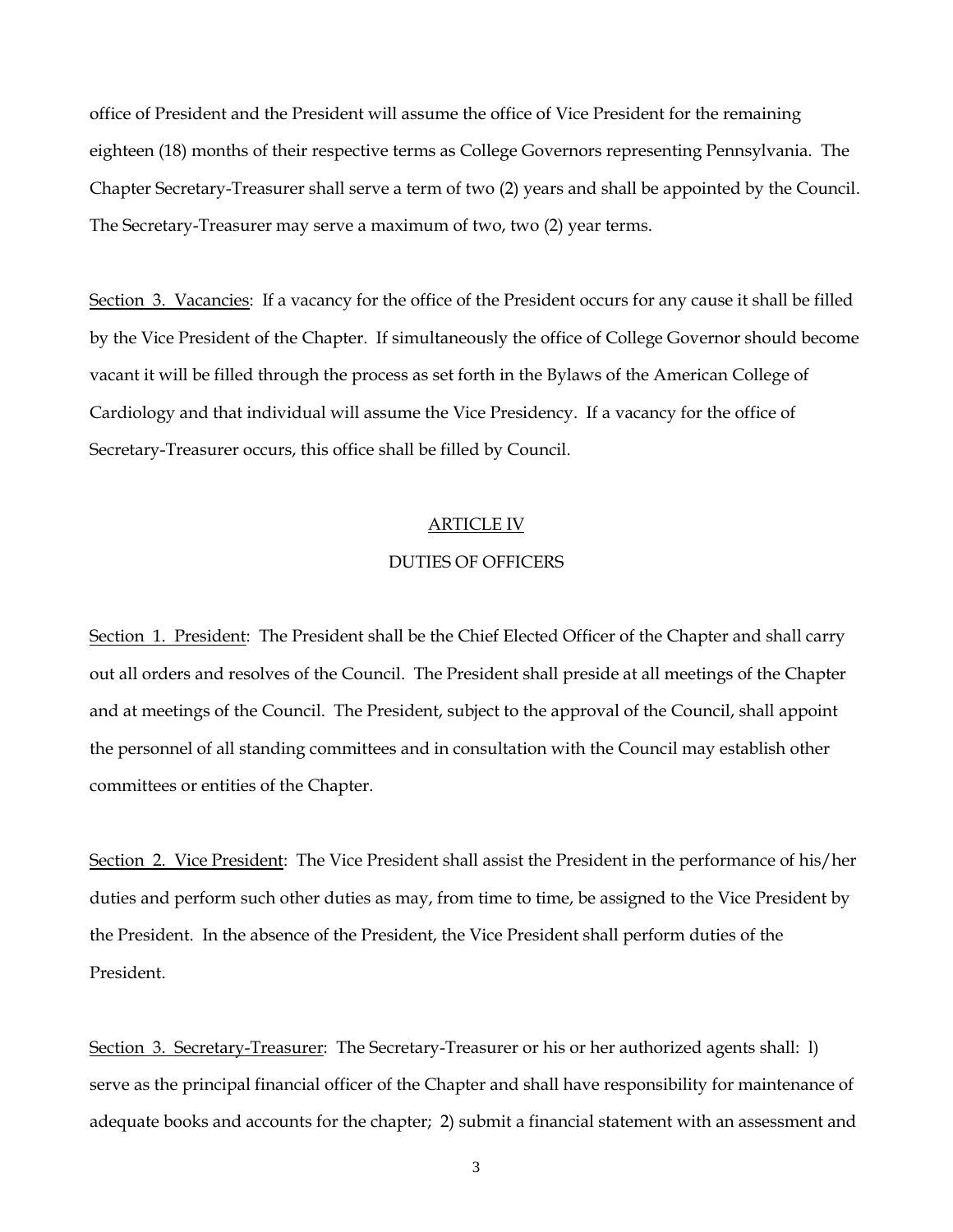office of President and the President will assume the office of Vice President for the remaining eighteen (18) months of their respective terms as College Governors representing Pennsylvania. The Chapter Secretary-Treasurer shall serve a term of two (2) years and shall be appointed by the Council. The Secretary-Treasurer may serve a maximum of two, two (2) year terms.

Section 3. Vacancies: If a vacancy for the office of the President occurs for any cause it shall be filled by the Vice President of the Chapter. If simultaneously the office of College Governor should become vacant it will be filled through the process as set forth in the Bylaws of the American College of Cardiology and that individual will assume the Vice Presidency. If a vacancy for the office of Secretary-Treasurer occurs, this office shall be filled by Council.

## ARTICLE IV

## DUTIES OF OFFICERS

Section 1. President: The President shall be the Chief Elected Officer of the Chapter and shall carry out all orders and resolves of the Council. The President shall preside at all meetings of the Chapter and at meetings of the Council. The President, subject to the approval of the Council, shall appoint the personnel of all standing committees and in consultation with the Council may establish other committees or entities of the Chapter.

Section 2. Vice President: The Vice President shall assist the President in the performance of his/her duties and perform such other duties as may, from time to time, be assigned to the Vice President by the President. In the absence of the President, the Vice President shall perform duties of the President.

Section 3. Secretary-Treasurer: The Secretary-Treasurer or his or her authorized agents shall: l) serve as the principal financial officer of the Chapter and shall have responsibility for maintenance of adequate books and accounts for the chapter; 2) submit a financial statement with an assessment and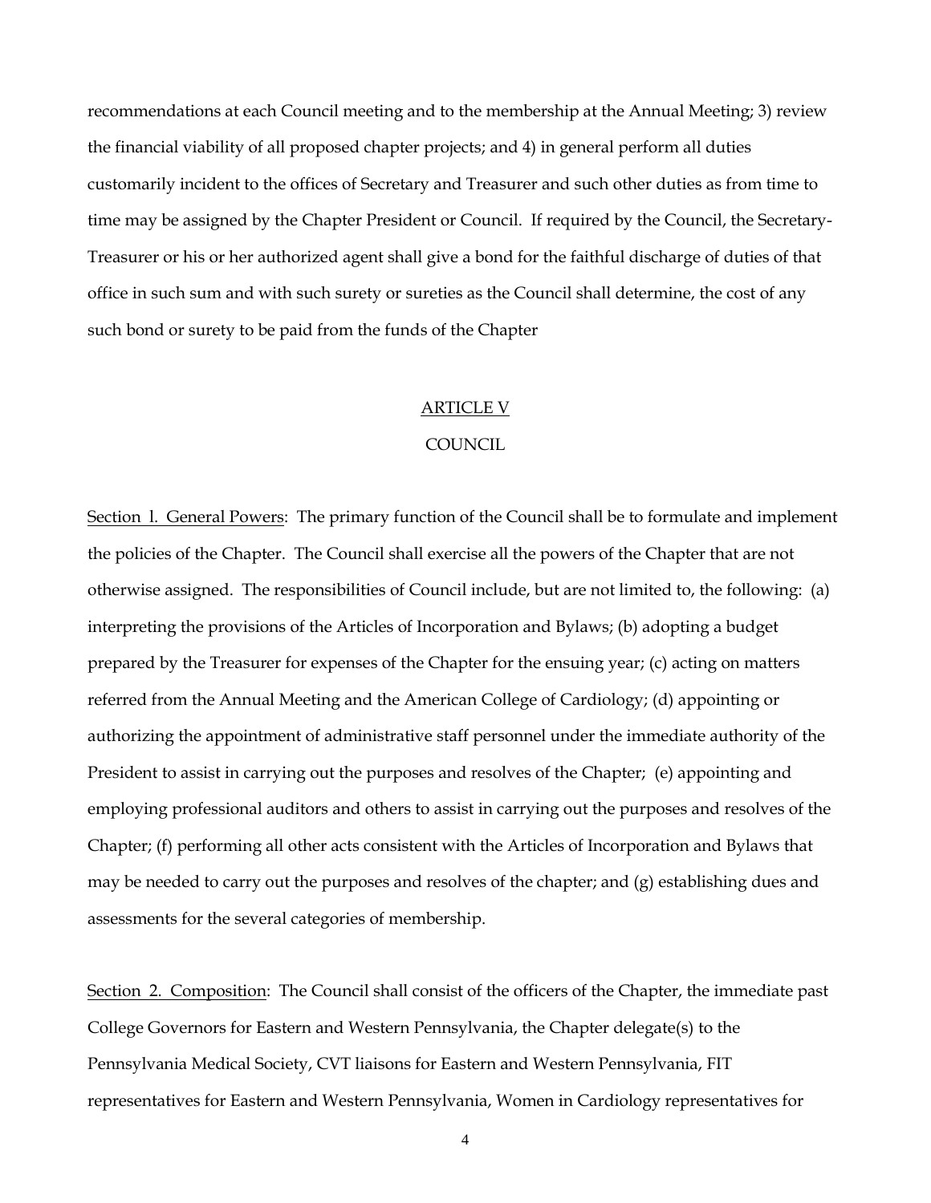recommendations at each Council meeting and to the membership at the Annual Meeting; 3) review the financial viability of all proposed chapter projects; and 4) in general perform all duties customarily incident to the offices of Secretary and Treasurer and such other duties as from time to time may be assigned by the Chapter President or Council. If required by the Council, the Secretary-Treasurer or his or her authorized agent shall give a bond for the faithful discharge of duties of that office in such sum and with such surety or sureties as the Council shall determine, the cost of any such bond or surety to be paid from the funds of the Chapter

## ARTICLE V

## COUNCIL

Section l. General Powers: The primary function of the Council shall be to formulate and implement the policies of the Chapter. The Council shall exercise all the powers of the Chapter that are not otherwise assigned. The responsibilities of Council include, but are not limited to, the following: (a) interpreting the provisions of the Articles of Incorporation and Bylaws; (b) adopting a budget prepared by the Treasurer for expenses of the Chapter for the ensuing year; (c) acting on matters referred from the Annual Meeting and the American College of Cardiology; (d) appointing or authorizing the appointment of administrative staff personnel under the immediate authority of the President to assist in carrying out the purposes and resolves of the Chapter; (e) appointing and employing professional auditors and others to assist in carrying out the purposes and resolves of the Chapter; (f) performing all other acts consistent with the Articles of Incorporation and Bylaws that may be needed to carry out the purposes and resolves of the chapter; and (g) establishing dues and assessments for the several categories of membership.

Section 2. Composition: The Council shall consist of the officers of the Chapter, the immediate past College Governors for Eastern and Western Pennsylvania, the Chapter delegate(s) to the Pennsylvania Medical Society, CVT liaisons for Eastern and Western Pennsylvania, FIT representatives for Eastern and Western Pennsylvania, Women in Cardiology representatives for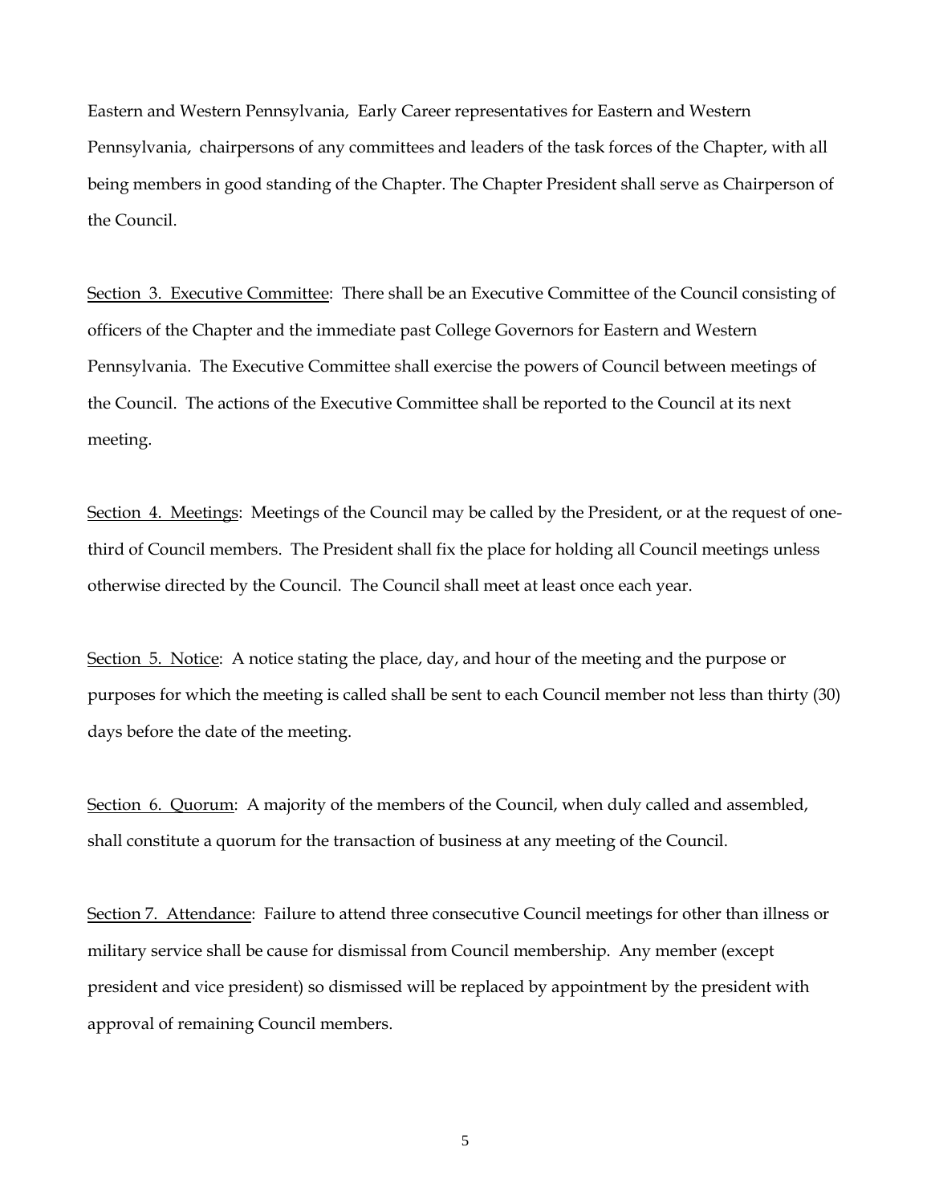Eastern and Western Pennsylvania, Early Career representatives for Eastern and Western Pennsylvania, chairpersons of any committees and leaders of the task forces of the Chapter, with all being members in good standing of the Chapter. The Chapter President shall serve as Chairperson of the Council.

<u>Section 3. Executive Committee</u>: There shall be an Executive Committee of the Council consisting of officers of the Chapter and the immediate past College Governors for Eastern and Western Pennsylvania. The Executive Committee shall exercise the powers of Council between meetings of the Council. The actions of the Executive Committee shall be reported to the Council at its next meeting.

<u>Section 4. Meetings</u>: Meetings of the Council may be called by the President, or at the request of one-third of Council members. The President shall fix the place for holding all Council meetings unless otherwise directed by the Council. The Council shall meet at least once each year.

<u>Section 5. Notice</u>: A notice stating the place, day, and hour of the meeting and the purpose or purposes for which the meeting is called shall be sent to each Council member not less than thirty (30) days before the date of the meeting.

<u>Section 6. Quorum</u>: A majority of the members of the Council, when duly called and assembled, shall constitute a quorum for the transaction of business at any meeting of the Council.

<u>Section 7. Attendance</u>: Failure to attend three consecutive Council meetings for other than illness or military service shall be cause for dismissal from Council membership. Any member (except president and vice president) so dismissed will be replaced by appointment by the president with approval of remaining Council members.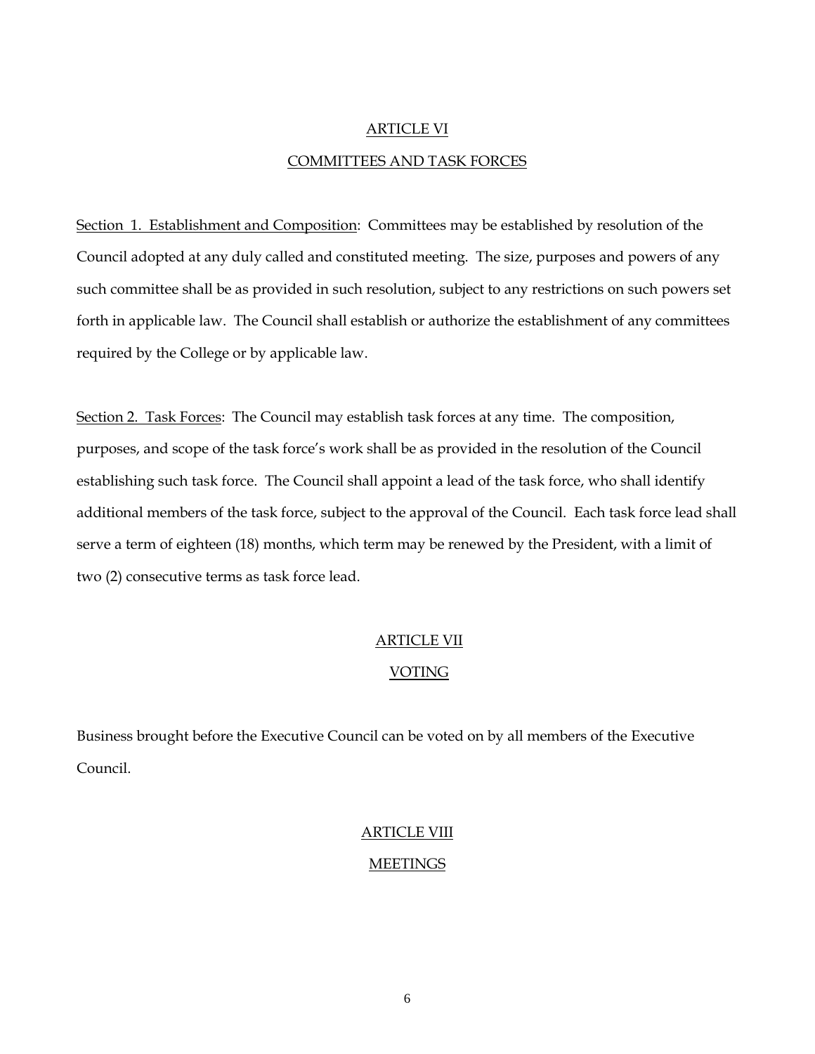## ARTICLE VI

## COMMITTEES AND TASK FORCES

Section 1. Establishment and Composition: Committees may be established by resolution of the Council adopted at any duly called and constituted meeting. The size, purposes and powers of any such committee shall be as provided in such resolution, subject to any restrictions on such powers set forth in applicable law. The Council shall establish or authorize the establishment of any committees required by the College or by applicable law.

Section 2. Task Forces: The Council may establish task forces at any time. The composition, purposes, and scope of the task force's work shall be as provided in the resolution of the Council establishing such task force. The Council shall appoint a lead of the task force, who shall identify additional members of the task force, subject to the approval of the Council. Each task force lead shall serve a term of eighteen (18) months, which term may be renewed by the President, with a limit of two (2) consecutive terms as task force lead.

## ARTICLE VII

## VOTING

Business brought before the Executive Council can be voted on by all members of the Executive Council.

## ARTICLE VIII

## MEETINGS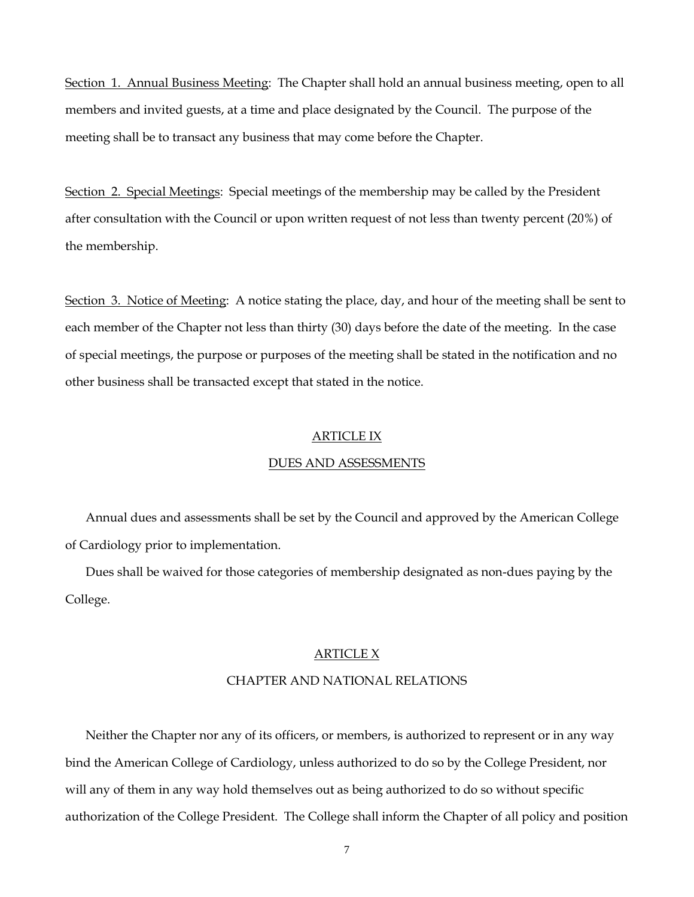Section 1. Annual Business Meeting: The Chapter shall hold an annual business meeting, open to all members and invited guests, at a time and place designated by the Council. The purpose of the meeting shall be to transact any business that may come before the Chapter.

Section 2. Special Meetings: Special meetings of the membership may be called by the President after consultation with the Council or upon written request of not less than twenty percent (20%) of the membership.

Section 3. Notice of Meeting: A notice stating the place, day, and hour of the meeting shall be sent to each member of the Chapter not less than thirty (30) days before the date of the meeting. In the case of special meetings, the purpose or purposes of the meeting shall be stated in the notification and no other business shall be transacted except that stated in the notice.

## ARTICLE IX

## DUES AND ASSESSMENTS

Annual dues and assessments shall be set by the Council and approved by the American College of Cardiology prior to implementation.

Dues shall be waived for those categories of membership designated as non-dues paying by the College.

## ARTICLE X

## CHAPTER AND NATIONAL RELATIONS

Neither the Chapter nor any of its officers, or members, is authorized to represent or in any way bind the American College of Cardiology, unless authorized to do so by the College President, nor will any of them in any way hold themselves out as being authorized to do so without specific authorization of the College President. The College shall inform the Chapter of all policy and position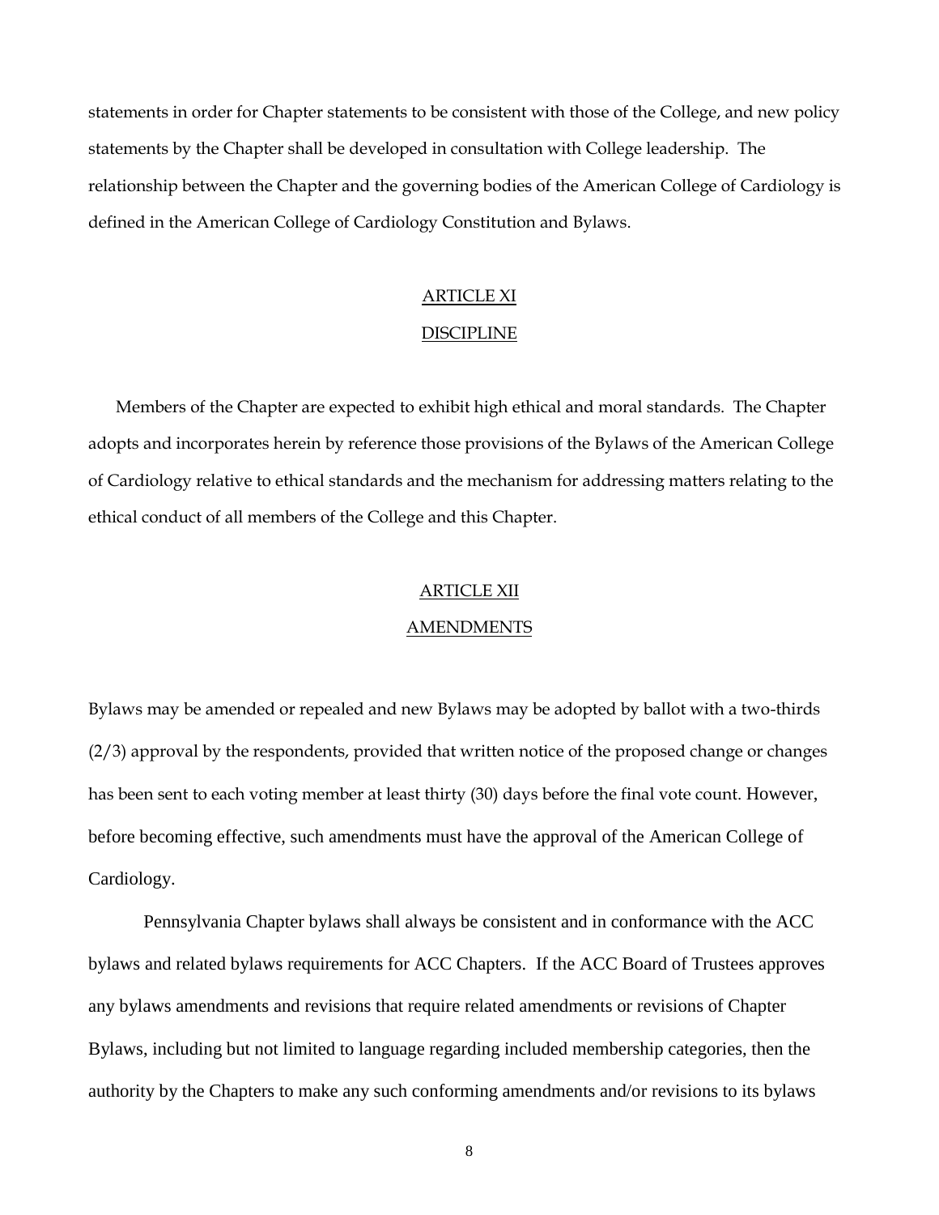statements in order for Chapter statements to be consistent with those of the College, and new policy statements by the Chapter shall be developed in consultation with College leadership. The relationship between the Chapter and the governing bodies of the American College of Cardiology is defined in the American College of Cardiology Constitution and Bylaws.

## ARTICLE XI

## DISCIPLINE

Members of the Chapter are expected to exhibit high ethical and moral standards. The Chapter adopts and incorporates herein by reference those provisions of the Bylaws of the American College of Cardiology relative to ethical standards and the mechanism for addressing matters relating to the ethical conduct of all members of the College and this Chapter.

## ARTICLE XII

## AMENDMENTS

Bylaws may be amended or repealed and new Bylaws may be adopted by ballot with a two-thirds (2/3) approval by the respondents, provided that written notice of the proposed change or changes has been sent to each voting member at least thirty (30) days before the final vote count. However, before becoming effective, such amendments must have the approval of the American College of Cardiology.

Pennsylvania Chapter bylaws shall always be consistent and in conformance with the ACC bylaws and related bylaws requirements for ACC Chapters. If the ACC Board of Trustees approves any bylaws amendments and revisions that require related amendments or revisions of Chapter Bylaws, including but not limited to language regarding included membership categories, then the authority by the Chapters to make any such conforming amendments and/or revisions to its bylaws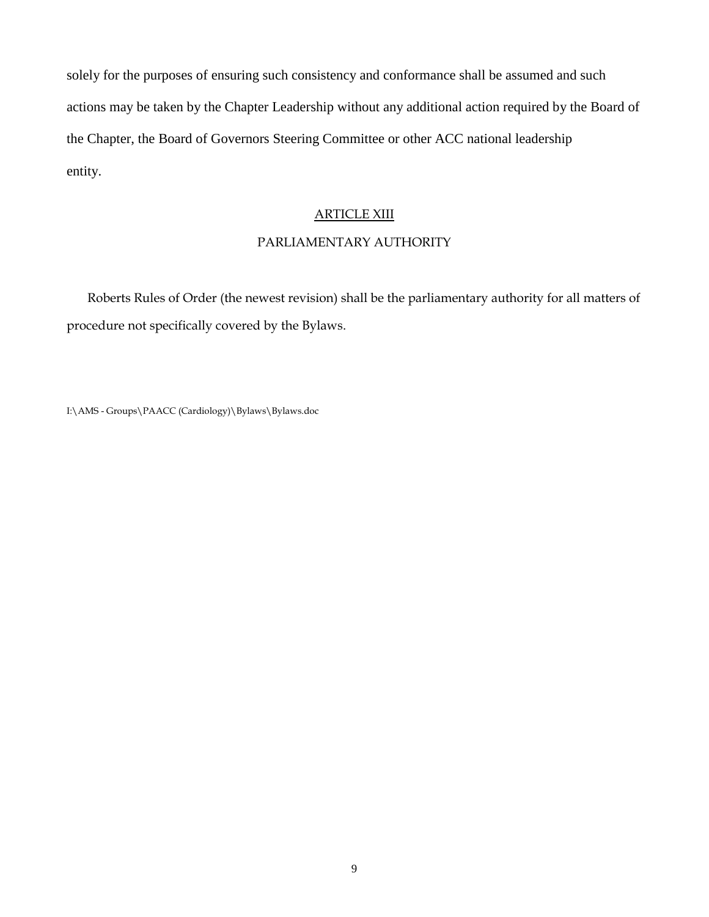solely for the purposes of ensuring such consistency and conformance shall be assumed and such actions may be taken by the Chapter Leadership without any additional action required by the Board of the Chapter, the Board of Governors Steering Committee or other ACC national leadership entity.

## ARTICLE XIII

## PARLIAMENTARY AUTHORITY

Roberts Rules of Order (the newest revision) shall be the parliamentary authority for all matters of procedure not specifically covered by the Bylaws.

I:\AMS - Groups\PAACC (Cardiology)\Bylaws\Bylaws.doc